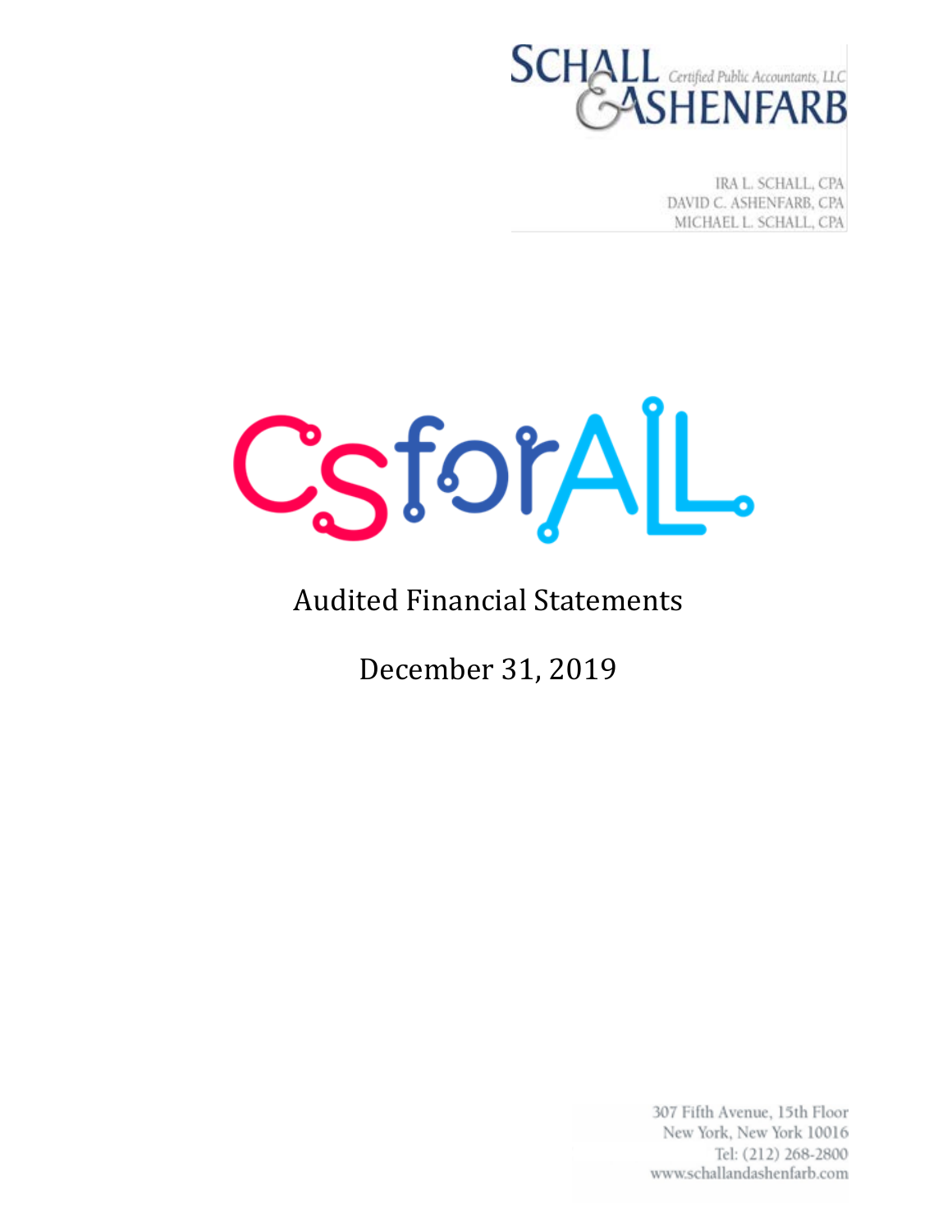SCHALL & ASHENFARB Certified Public Accountants, LLC

IRA L. SCHALL, CPA
DAVID C. ASHENFARB, CPA
MICHAEL L. SCHALL, CPA

# CSforALL

## Audited Financial Statements

## December 31, 2019

307 Fifth Avenue, 15th Floor
New York, New York 10016
Tel: (212) 268-2800
www.schallandashenfarb.com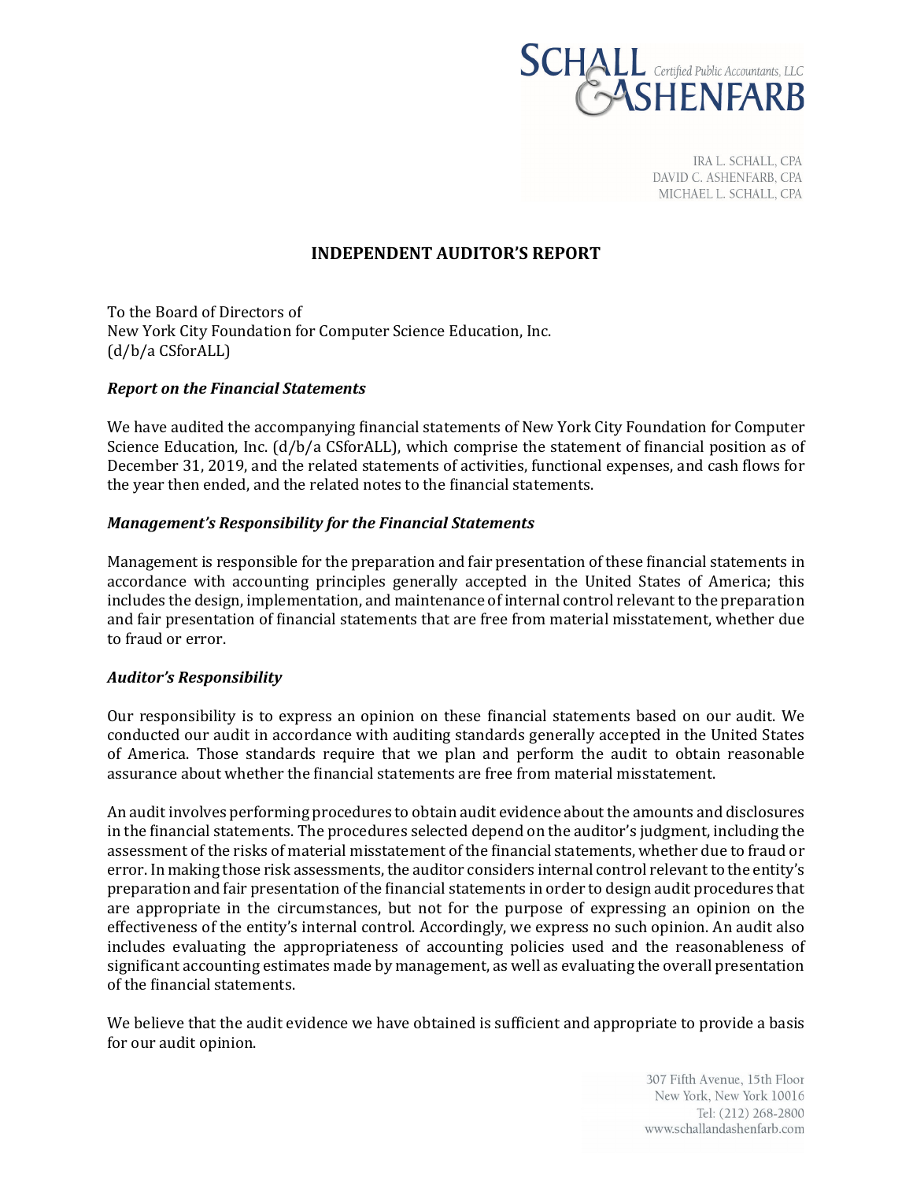SCHALL & ASHENFARB Certified Public Accountants, LLC

IRA L. SCHALL, CPA
DAVID C. ASHENFARB, CPA
MICHAEL L. SCHALL, CPA

# INDEPENDENT AUDITOR'S REPORT

To the Board of Directors of
New York City Foundation for Computer Science Education, Inc.
(d/b/a CSforALL)

### *Report on the Financial Statements*

We have audited the accompanying financial statements of New York City Foundation for Computer Science Education, Inc. (d/b/a CSforALL), which comprise the statement of financial position as of December 31, 2019, and the related statements of activities, functional expenses, and cash flows for the year then ended, and the related notes to the financial statements.

### *Management's Responsibility for the Financial Statements*

Management is responsible for the preparation and fair presentation of these financial statements in accordance with accounting principles generally accepted in the United States of America; this includes the design, implementation, and maintenance of internal control relevant to the preparation and fair presentation of financial statements that are free from material misstatement, whether due to fraud or error.

### *Auditor's Responsibility*

Our responsibility is to express an opinion on these financial statements based on our audit. We conducted our audit in accordance with auditing standards generally accepted in the United States of America. Those standards require that we plan and perform the audit to obtain reasonable assurance about whether the financial statements are free from material misstatement.

An audit involves performing procedures to obtain audit evidence about the amounts and disclosures in the financial statements. The procedures selected depend on the auditor's judgment, including the assessment of the risks of material misstatement of the financial statements, whether due to fraud or error. In making those risk assessments, the auditor considers internal control relevant to the entity's preparation and fair presentation of the financial statements in order to design audit procedures that are appropriate in the circumstances, but not for the purpose of expressing an opinion on the effectiveness of the entity's internal control. Accordingly, we express no such opinion. An audit also includes evaluating the appropriateness of accounting policies used and the reasonableness of significant accounting estimates made by management, as well as evaluating the overall presentation of the financial statements.

We believe that the audit evidence we have obtained is sufficient and appropriate to provide a basis for our audit opinion.

307 Fifth Avenue, 15th Floor
New York, New York 10016
Tel: (212) 268-2800
www.schallandashenfarb.com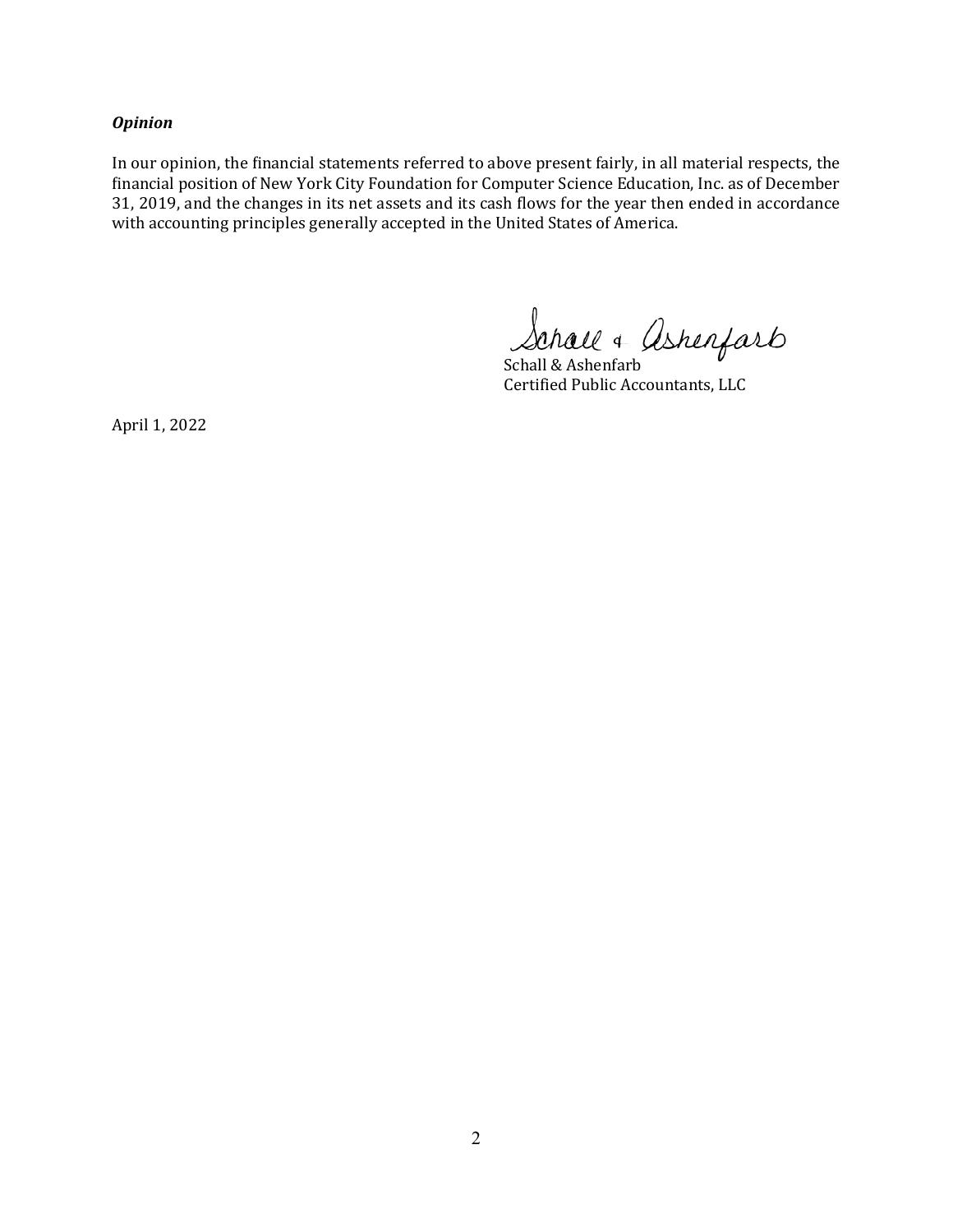***Opinion***

In our opinion, the financial statements referred to above present fairly, in all material respects, the financial position of New York City Foundation for Computer Science Education, Inc. as of December 31, 2019, and the changes in its net assets and its cash flows for the year then ended in accordance with accounting principles generally accepted in the United States of America.

Schall & Ashenfarb
Certified Public Accountants, LLC

April 1, 2022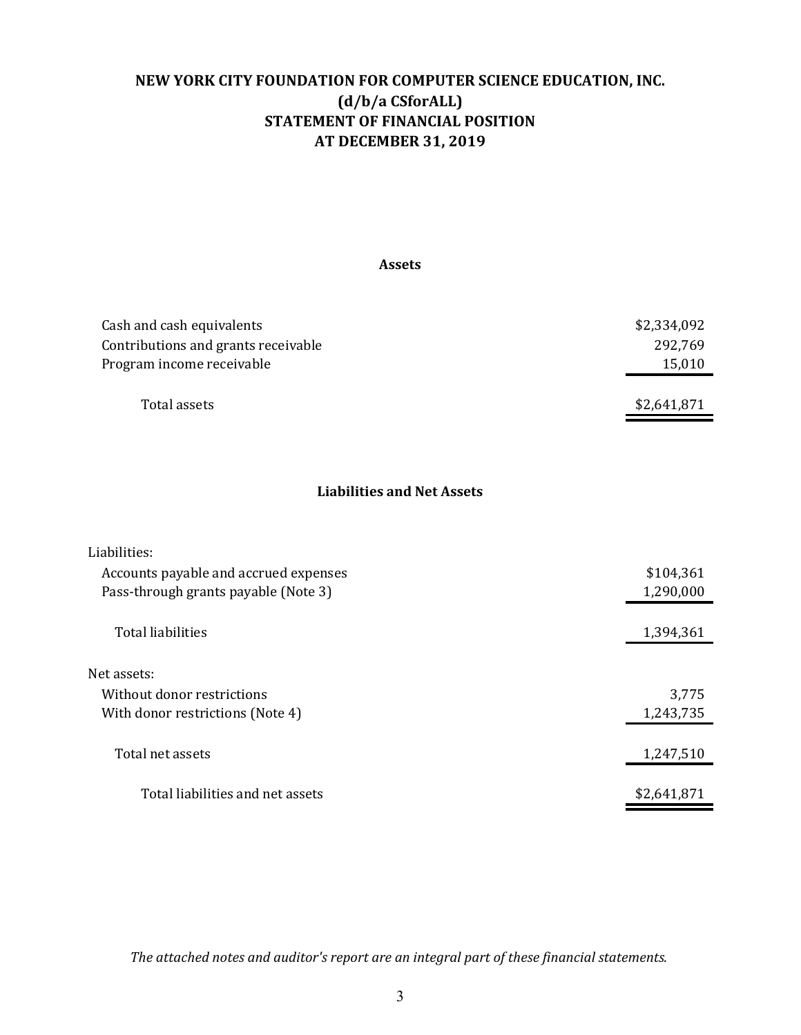# NEW YORK CITY FOUNDATION FOR COMPUTER SCIENCE EDUCATION, INC.
## (d/b/a CSforALL)
## STATEMENT OF FINANCIAL POSITION
## AT DECEMBER 31, 2019

### Assets

| | |
|---|---|
| Cash and cash equivalents | $2,334,092 |
| Contributions and grants receivable | 292,769 |
| Program income receivable | 15,010 |
| Total assets | $2,641,871 |

### Liabilities and Net Assets

| | |
|---|---|
| Liabilities: | |
| Accounts payable and accrued expenses | $104,361 |
| Pass-through grants payable (Note 3) | 1,290,000 |
| Total liabilities | 1,394,361 |
| Net assets: | |
| Without donor restrictions | 3,775 |
| With donor restrictions (Note 4) | 1,243,735 |
| Total net assets | 1,247,510 |
| Total liabilities and net assets | $2,641,871 |

*The attached notes and auditor's report are an integral part of these financial statements.*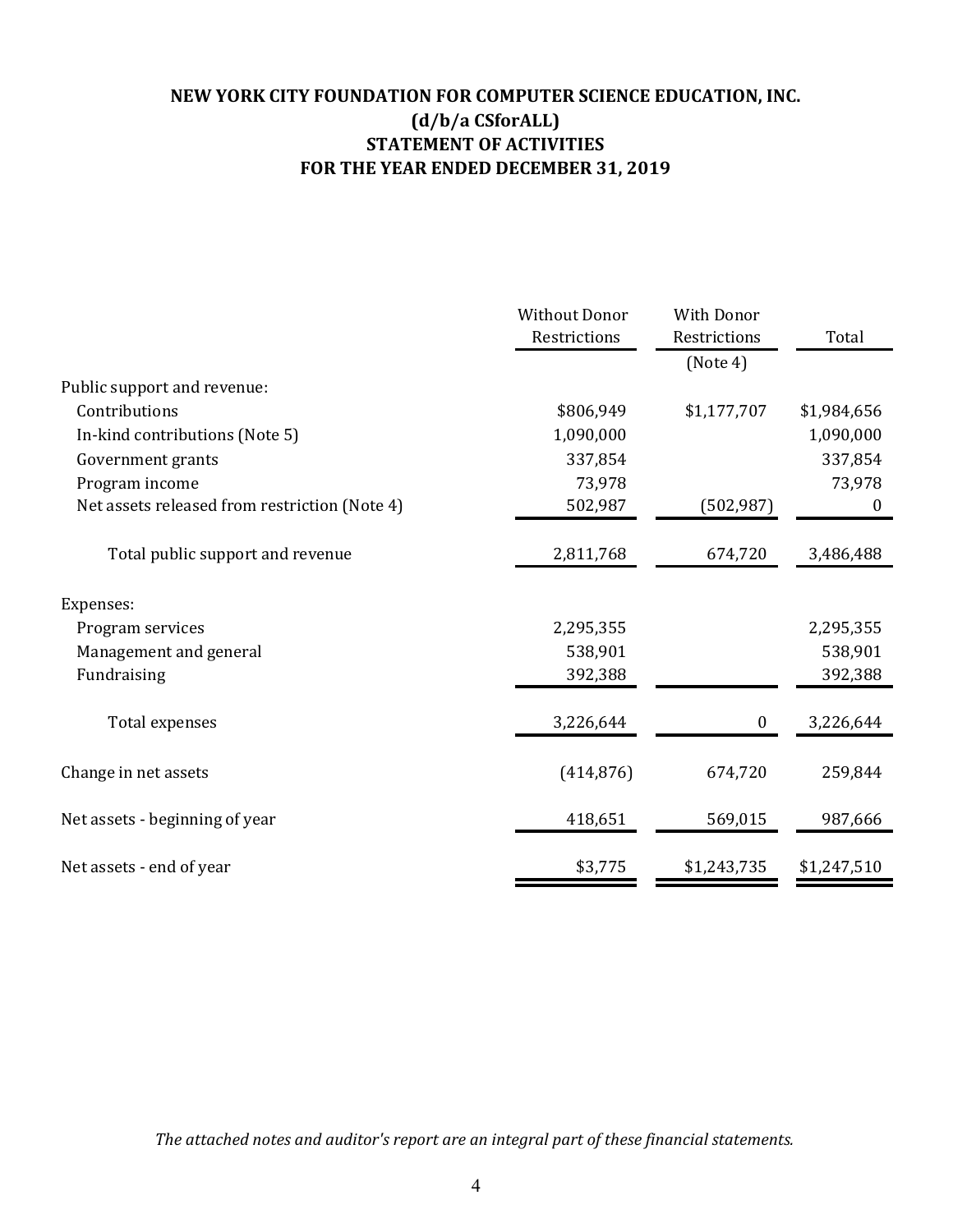# NEW YORK CITY FOUNDATION FOR COMPUTER SCIENCE EDUCATION, INC.
## (d/b/a CSforALL)
## STATEMENT OF ACTIVITIES
## FOR THE YEAR ENDED DECEMBER 31, 2019

| | Without Donor Restrictions | With Donor Restrictions (Note 4) | Total |
|---|---|---|---|
| Public support and revenue: | | | |
| Contributions | $806,949 | $1,177,707 | $1,984,656 |
| In-kind contributions (Note 5) | 1,090,000 | | 1,090,000 |
| Government grants | 337,854 | | 337,854 |
| Program income | 73,978 | | 73,978 |
| Net assets released from restriction (Note 4) | 502,987 | (502,987) | 0 |
| Total public support and revenue | 2,811,768 | 674,720 | 3,486,488 |
| Expenses: | | | |
| Program services | 2,295,355 | | 2,295,355 |
| Management and general | 538,901 | | 538,901 |
| Fundraising | 392,388 | | 392,388 |
| Total expenses | 3,226,644 | 0 | 3,226,644 |
| Change in net assets | (414,876) | 674,720 | 259,844 |
| Net assets - beginning of year | 418,651 | 569,015 | 987,666 |
| Net assets - end of year | $3,775 | $1,243,735 | $1,247,510 |

*The attached notes and auditor's report are an integral part of these financial statements.*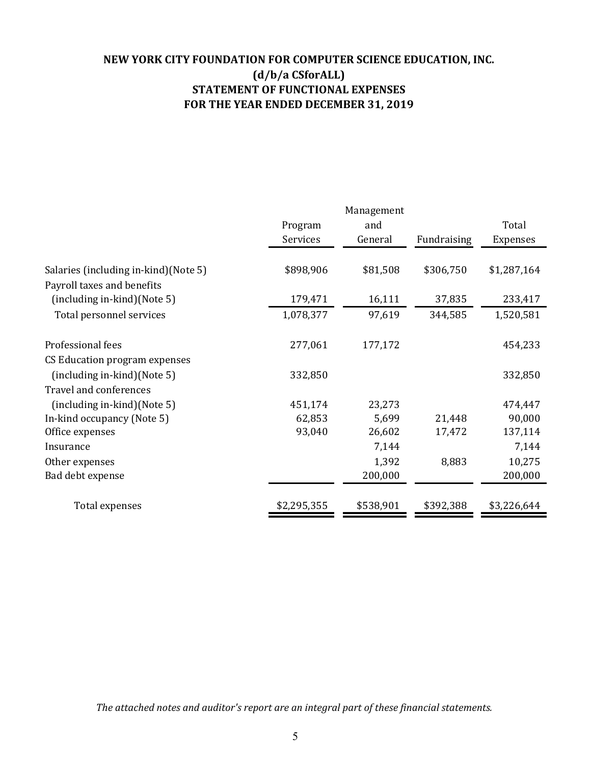# NEW YORK CITY FOUNDATION FOR COMPUTER SCIENCE EDUCATION, INC.
## (d/b/a CSforALL)
## STATEMENT OF FUNCTIONAL EXPENSES
## FOR THE YEAR ENDED DECEMBER 31, 2019

| | Program Services | Management and General | Fundraising | Total Expenses |
|---|---|---|---|---|
| Salaries (including in-kind)(Note 5) | $898,906 | $81,508 | $306,750 | $1,287,164 |
| Payroll taxes and benefits (including in-kind)(Note 5) | 179,471 | 16,111 | 37,835 | 233,417 |
| Total personnel services | 1,078,377 | 97,619 | 344,585 | 1,520,581 |
| Professional fees | 277,061 | 177,172 | | 454,233 |
| CS Education program expenses (including in-kind)(Note 5) | 332,850 | | | 332,850 |
| Travel and conferences (including in-kind)(Note 5) | 451,174 | 23,273 | | 474,447 |
| In-kind occupancy (Note 5) | 62,853 | 5,699 | 21,448 | 90,000 |
| Office expenses | 93,040 | 26,602 | 17,472 | 137,114 |
| Insurance | | 7,144 | | 7,144 |
| Other expenses | | 1,392 | 8,883 | 10,275 |
| Bad debt expense | | 200,000 | | 200,000 |
| Total expenses | $2,295,355 | $538,901 | $392,388 | $3,226,644 |

*The attached notes and auditor's report are an integral part of these financial statements.*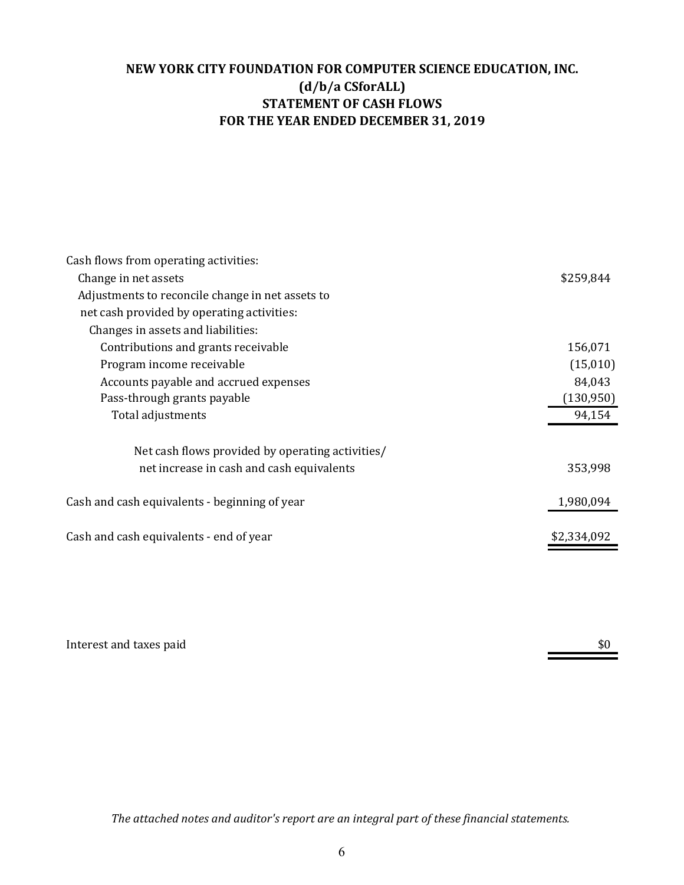# NEW YORK CITY FOUNDATION FOR COMPUTER SCIENCE EDUCATION, INC.
## (d/b/a CSforALL)
## STATEMENT OF CASH FLOWS
## FOR THE YEAR ENDED DECEMBER 31, 2019

| | |
|---|---:|
| Cash flows from operating activities: | |
| Change in net assets | $259,844 |
| Adjustments to reconcile change in net assets to net cash provided by operating activities: | |
| Changes in assets and liabilities: | |
| Contributions and grants receivable | 156,071 |
| Program income receivable | (15,010) |
| Accounts payable and accrued expenses | 84,043 |
| Pass-through grants payable | (130,950) |
| Total adjustments | 94,154 |
| Net cash flows provided by operating activities/ net increase in cash and cash equivalents | 353,998 |
| Cash and cash equivalents - beginning of year | 1,980,094 |
| Cash and cash equivalents - end of year | $2,334,092 |

| | |
|---|---:|
| Interest and taxes paid | $0 |

*The attached notes and auditor's report are an integral part of these financial statements.*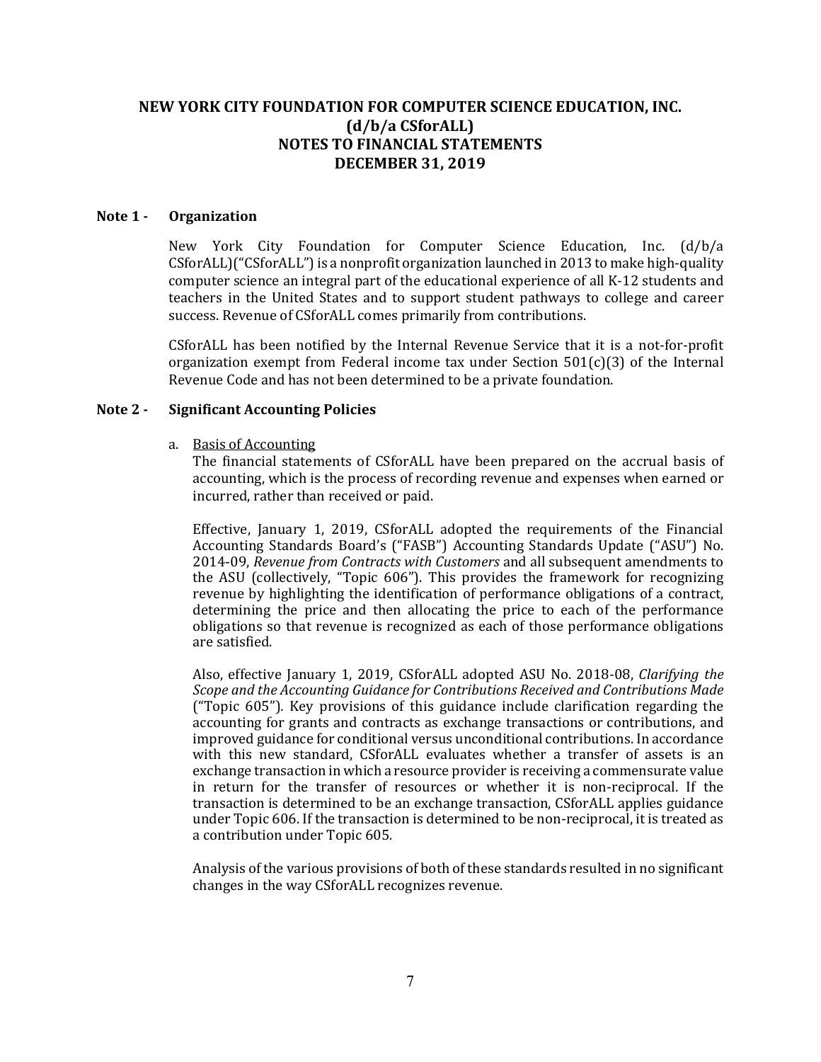# NEW YORK CITY FOUNDATION FOR COMPUTER SCIENCE EDUCATION, INC.
# (d/b/a CSforALL)
# NOTES TO FINANCIAL STATEMENTS
# DECEMBER 31, 2019

## Note 1 - Organization

New York City Foundation for Computer Science Education, Inc. (d/b/a CSforALL)("CSforALL") is a nonprofit organization launched in 2013 to make high-quality computer science an integral part of the educational experience of all K-12 students and teachers in the United States and to support student pathways to college and career success. Revenue of CSforALL comes primarily from contributions.

CSforALL has been notified by the Internal Revenue Service that it is a not-for-profit organization exempt from Federal income tax under Section 501(c)(3) of the Internal Revenue Code and has not been determined to be a private foundation.

## Note 2 - Significant Accounting Policies

a. Basis of Accounting

The financial statements of CSforALL have been prepared on the accrual basis of accounting, which is the process of recording revenue and expenses when earned or incurred, rather than received or paid.

Effective, January 1, 2019, CSforALL adopted the requirements of the Financial Accounting Standards Board's ("FASB") Accounting Standards Update ("ASU") No. 2014-09, *Revenue from Contracts with Customers* and all subsequent amendments to the ASU (collectively, "Topic 606"). This provides the framework for recognizing revenue by highlighting the identification of performance obligations of a contract, determining the price and then allocating the price to each of the performance obligations so that revenue is recognized as each of those performance obligations are satisfied.

Also, effective January 1, 2019, CSforALL adopted ASU No. 2018-08, *Clarifying the Scope and the Accounting Guidance for Contributions Received and Contributions Made* ("Topic 605"). Key provisions of this guidance include clarification regarding the accounting for grants and contracts as exchange transactions or contributions, and improved guidance for conditional versus unconditional contributions. In accordance with this new standard, CSforALL evaluates whether a transfer of assets is an exchange transaction in which a resource provider is receiving a commensurate value in return for the transfer of resources or whether it is non-reciprocal. If the transaction is determined to be an exchange transaction, CSforALL applies guidance under Topic 606. If the transaction is determined to be non-reciprocal, it is treated as a contribution under Topic 605.

Analysis of the various provisions of both of these standards resulted in no significant changes in the way CSforALL recognizes revenue.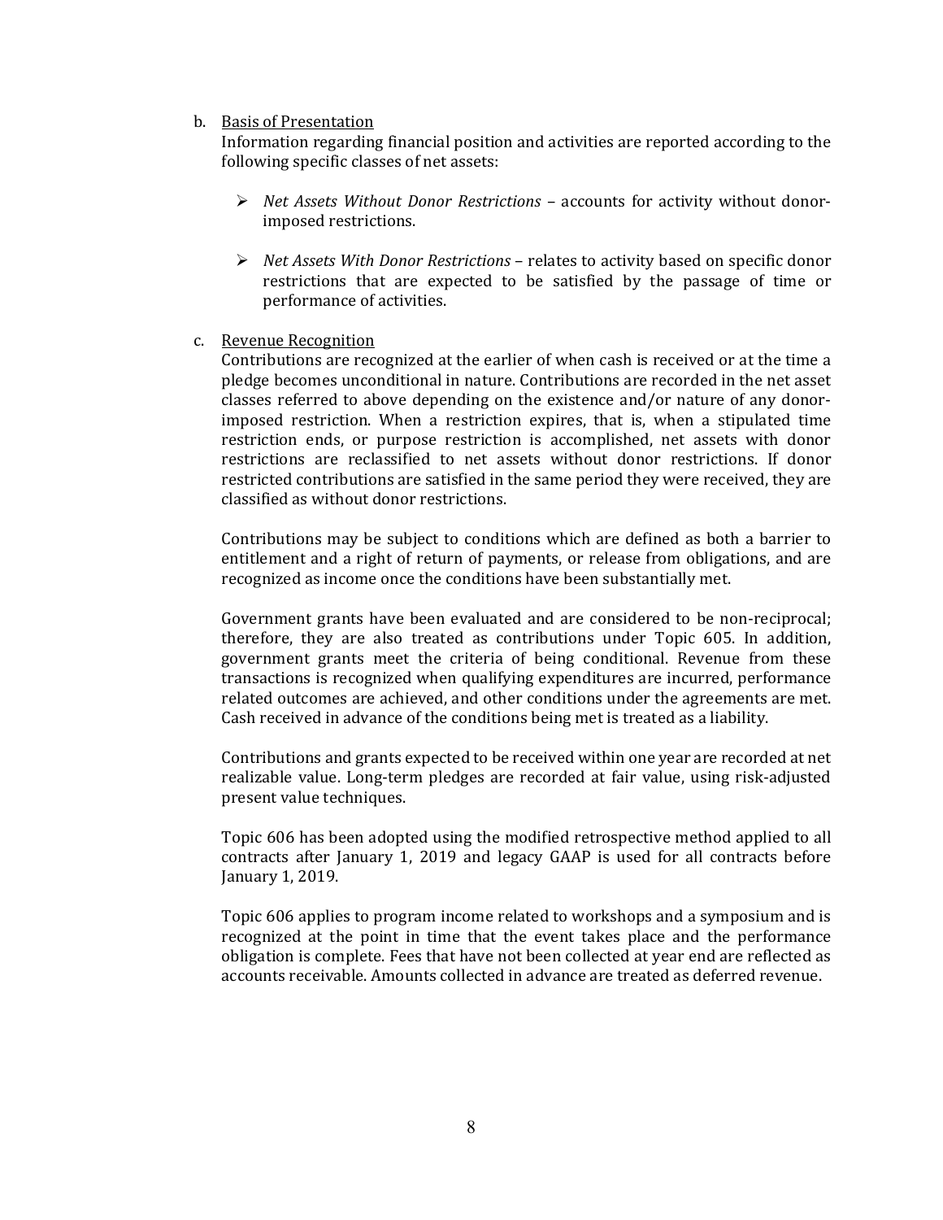b. Basis of Presentation

Information regarding financial position and activities are reported according to the following specific classes of net assets:

- *Net Assets Without Donor Restrictions* – accounts for activity without donor-imposed restrictions.

- *Net Assets With Donor Restrictions* – relates to activity based on specific donor restrictions that are expected to be satisfied by the passage of time or performance of activities.

c. Revenue Recognition

Contributions are recognized at the earlier of when cash is received or at the time a pledge becomes unconditional in nature. Contributions are recorded in the net asset classes referred to above depending on the existence and/or nature of any donor-imposed restriction. When a restriction expires, that is, when a stipulated time restriction ends, or purpose restriction is accomplished, net assets with donor restrictions are reclassified to net assets without donor restrictions. If donor restricted contributions are satisfied in the same period they were received, they are classified as without donor restrictions.

Contributions may be subject to conditions which are defined as both a barrier to entitlement and a right of return of payments, or release from obligations, and are recognized as income once the conditions have been substantially met.

Government grants have been evaluated and are considered to be non-reciprocal; therefore, they are also treated as contributions under Topic 605. In addition, government grants meet the criteria of being conditional. Revenue from these transactions is recognized when qualifying expenditures are incurred, performance related outcomes are achieved, and other conditions under the agreements are met. Cash received in advance of the conditions being met is treated as a liability.

Contributions and grants expected to be received within one year are recorded at net realizable value. Long-term pledges are recorded at fair value, using risk-adjusted present value techniques.

Topic 606 has been adopted using the modified retrospective method applied to all contracts after January 1, 2019 and legacy GAAP is used for all contracts before January 1, 2019.

Topic 606 applies to program income related to workshops and a symposium and is recognized at the point in time that the event takes place and the performance obligation is complete. Fees that have not been collected at year end are reflected as accounts receivable. Amounts collected in advance are treated as deferred revenue.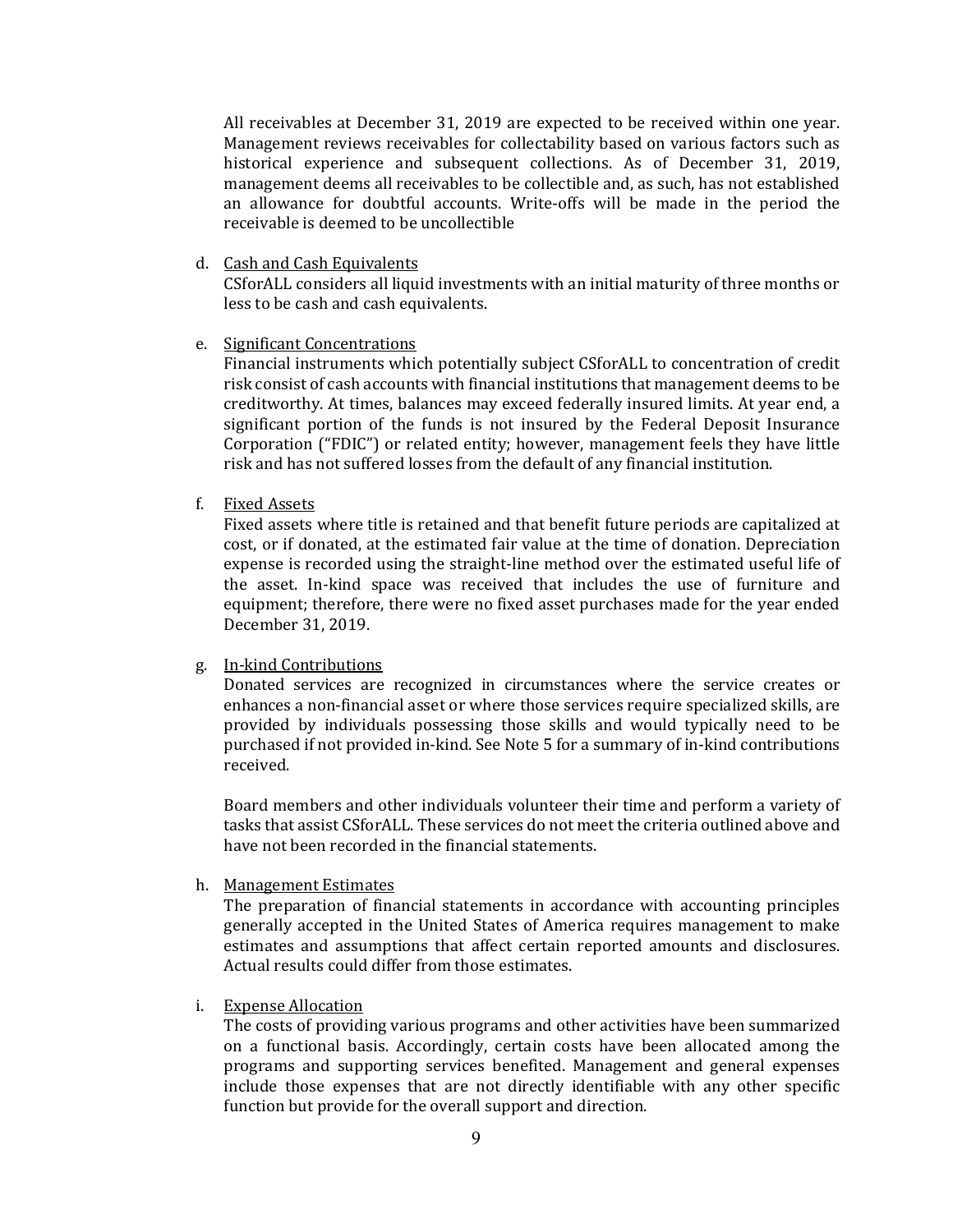All receivables at December 31, 2019 are expected to be received within one year. Management reviews receivables for collectability based on various factors such as historical experience and subsequent collections. As of December 31, 2019, management deems all receivables to be collectible and, as such, has not established an allowance for doubtful accounts. Write-offs will be made in the period the receivable is deemed to be uncollectible

d. Cash and Cash Equivalents
CSforALL considers all liquid investments with an initial maturity of three months or less to be cash and cash equivalents.

e. Significant Concentrations
Financial instruments which potentially subject CSforALL to concentration of credit risk consist of cash accounts with financial institutions that management deems to be creditworthy. At times, balances may exceed federally insured limits. At year end, a significant portion of the funds is not insured by the Federal Deposit Insurance Corporation ("FDIC") or related entity; however, management feels they have little risk and has not suffered losses from the default of any financial institution.

f. Fixed Assets
Fixed assets where title is retained and that benefit future periods are capitalized at cost, or if donated, at the estimated fair value at the time of donation. Depreciation expense is recorded using the straight-line method over the estimated useful life of the asset. In-kind space was received that includes the use of furniture and equipment; therefore, there were no fixed asset purchases made for the year ended December 31, 2019.

g. In-kind Contributions
Donated services are recognized in circumstances where the service creates or enhances a non-financial asset or where those services require specialized skills, are provided by individuals possessing those skills and would typically need to be purchased if not provided in-kind. See Note 5 for a summary of in-kind contributions received.

Board members and other individuals volunteer their time and perform a variety of tasks that assist CSforALL. These services do not meet the criteria outlined above and have not been recorded in the financial statements.

h. Management Estimates
The preparation of financial statements in accordance with accounting principles generally accepted in the United States of America requires management to make estimates and assumptions that affect certain reported amounts and disclosures. Actual results could differ from those estimates.

i. Expense Allocation
The costs of providing various programs and other activities have been summarized on a functional basis. Accordingly, certain costs have been allocated among the programs and supporting services benefited. Management and general expenses include those expenses that are not directly identifiable with any other specific function but provide for the overall support and direction.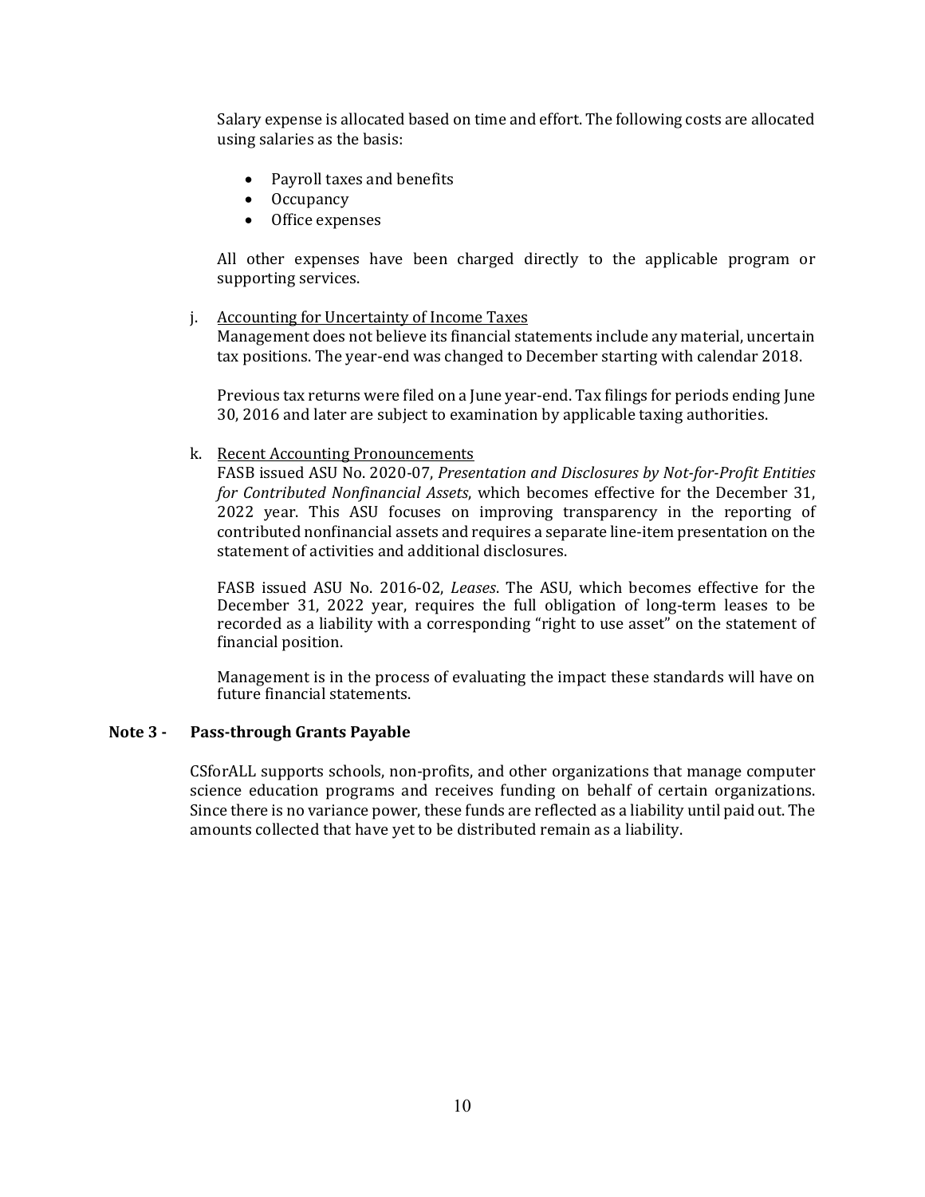Salary expense is allocated based on time and effort. The following costs are allocated using salaries as the basis:

- Payroll taxes and benefits
- Occupancy
- Office expenses

All other expenses have been charged directly to the applicable program or supporting services.

j. Accounting for Uncertainty of Income Taxes
Management does not believe its financial statements include any material, uncertain tax positions. The year-end was changed to December starting with calendar 2018.

Previous tax returns were filed on a June year-end. Tax filings for periods ending June 30, 2016 and later are subject to examination by applicable taxing authorities.

k. Recent Accounting Pronouncements
FASB issued ASU No. 2020-07, *Presentation and Disclosures by Not-for-Profit Entities for Contributed Nonfinancial Assets*, which becomes effective for the December 31, 2022 year. This ASU focuses on improving transparency in the reporting of contributed nonfinancial assets and requires a separate line-item presentation on the statement of activities and additional disclosures.

FASB issued ASU No. 2016-02, *Leases*. The ASU, which becomes effective for the December 31, 2022 year, requires the full obligation of long-term leases to be recorded as a liability with a corresponding "right to use asset" on the statement of financial position.

Management is in the process of evaluating the impact these standards will have on future financial statements.

## Note 3 - Pass-through Grants Payable

CSforALL supports schools, non-profits, and other organizations that manage computer science education programs and receives funding on behalf of certain organizations. Since there is no variance power, these funds are reflected as a liability until paid out. The amounts collected that have yet to be distributed remain as a liability.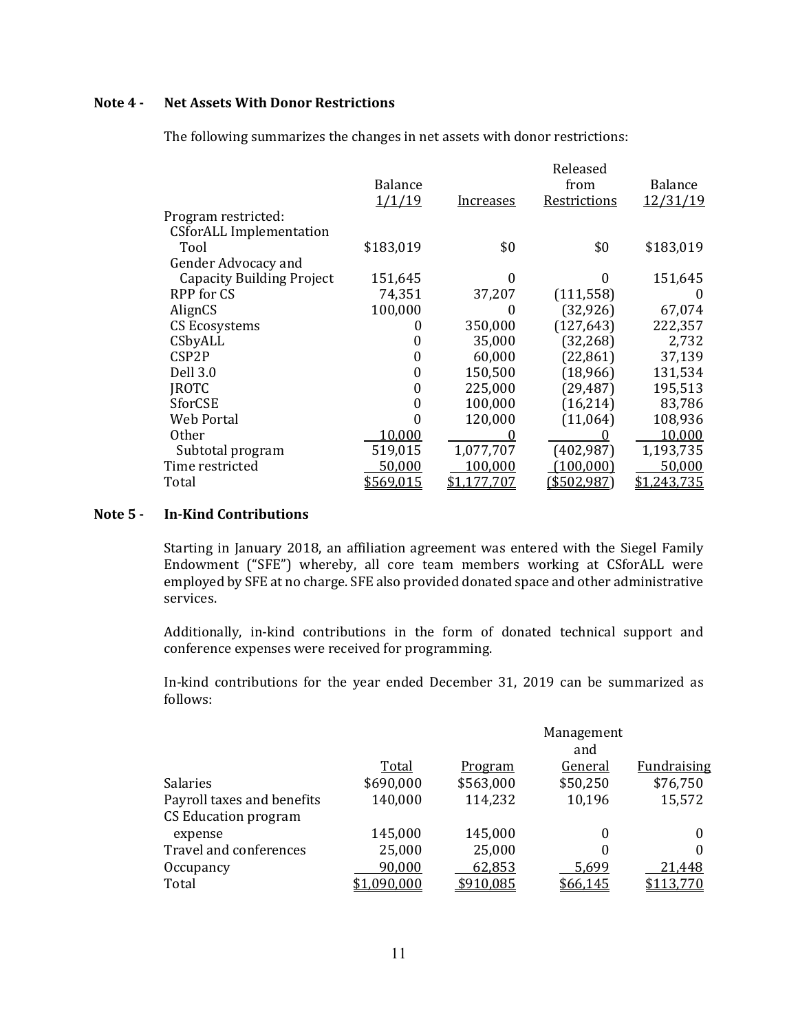## Note 4 - Net Assets With Donor Restrictions

The following summarizes the changes in net assets with donor restrictions:

| | Balance 1/1/19 | Increases | Released from Restrictions | Balance 12/31/19 |
|---|---|---|---|---|
| Program restricted: | | | | |
| CSforALL Implementation Tool | $183,019 | $0 | $0 | $183,019 |
| Gender Advocacy and Capacity Building Project | 151,645 | 0 | 0 | 151,645 |
| RPP for CS | 74,351 | 37,207 | (111,558) | 0 |
| AlignCS | 100,000 | 0 | (32,926) | 67,074 |
| CS Ecosystems | 0 | 350,000 | (127,643) | 222,357 |
| CSbyALL | 0 | 35,000 | (32,268) | 2,732 |
| CSP2P | 0 | 60,000 | (22,861) | 37,139 |
| Dell 3.0 | 0 | 150,500 | (18,966) | 131,534 |
| JROTC | 0 | 225,000 | (29,487) | 195,513 |
| SforCSE | 0 | 100,000 | (16,214) | 83,786 |
| Web Portal | 0 | 120,000 | (11,064) | 108,936 |
| Other | 10,000 | 0 | 0 | 10,000 |
| Subtotal program | 519,015 | 1,077,707 | (402,987) | 1,193,735 |
| Time restricted | 50,000 | 100,000 | (100,000) | 50,000 |
| Total | $569,015 | $1,177,707 | ($502,987) | $1,243,735 |

## Note 5 - In-Kind Contributions

Starting in January 2018, an affiliation agreement was entered with the Siegel Family Endowment ("SFE") whereby, all core team members working at CSforALL were employed by SFE at no charge. SFE also provided donated space and other administrative services.

Additionally, in-kind contributions in the form of donated technical support and conference expenses were received for programming.

In-kind contributions for the year ended December 31, 2019 can be summarized as follows:

| | Total | Program | Management and General | Fundraising |
|---|---|---|---|---|
| Salaries | $690,000 | $563,000 | $50,250 | $76,750 |
| Payroll taxes and benefits | 140,000 | 114,232 | 10,196 | 15,572 |
| CS Education program expense | 145,000 | 145,000 | 0 | 0 |
| Travel and conferences | 25,000 | 25,000 | 0 | 0 |
| Occupancy | 90,000 | 62,853 | 5,699 | 21,448 |
| Total | $1,090,000 | $910,085 | $66,145 | $113,770 |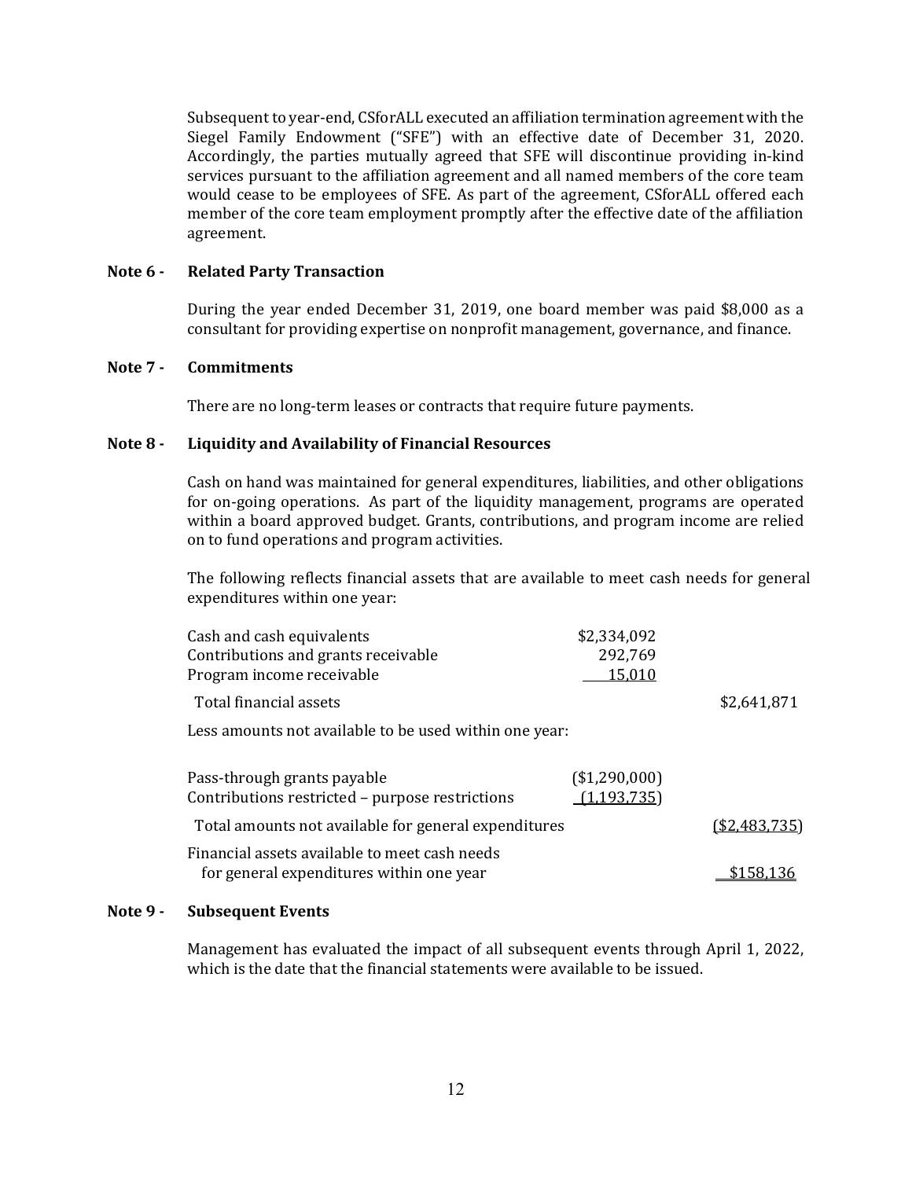Subsequent to year-end, CSforALL executed an affiliation termination agreement with the Siegel Family Endowment ("SFE") with an effective date of December 31, 2020. Accordingly, the parties mutually agreed that SFE will discontinue providing in-kind services pursuant to the affiliation agreement and all named members of the core team would cease to be employees of SFE. As part of the agreement, CSforALL offered each member of the core team employment promptly after the effective date of the affiliation agreement.

### Note 6 - Related Party Transaction

During the year ended December 31, 2019, one board member was paid $8,000 as a consultant for providing expertise on nonprofit management, governance, and finance.

### Note 7 - Commitments

There are no long-term leases or contracts that require future payments.

### Note 8 - Liquidity and Availability of Financial Resources

Cash on hand was maintained for general expenditures, liabilities, and other obligations for on-going operations. As part of the liquidity management, programs are operated within a board approved budget. Grants, contributions, and program income are relied on to fund operations and program activities.

The following reflects financial assets that are available to meet cash needs for general expenditures within one year:

| | | |
|---|---|---|
| Cash and cash equivalents | $2,334,092 | |
| Contributions and grants receivable | 292,769 | |
| Program income receivable | 15,010 | |
| Total financial assets | | $2,641,871 |
| Less amounts not available to be used within one year: | | |
| Pass-through grants payable | ($1,290,000) | |
| Contributions restricted – purpose restrictions | (1,193,735) | |
| Total amounts not available for general expenditures | | ($2,483,735) |
| Financial assets available to meet cash needs for general expenditures within one year | | $158,136 |

### Note 9 - Subsequent Events

Management has evaluated the impact of all subsequent events through April 1, 2022, which is the date that the financial statements were available to be issued.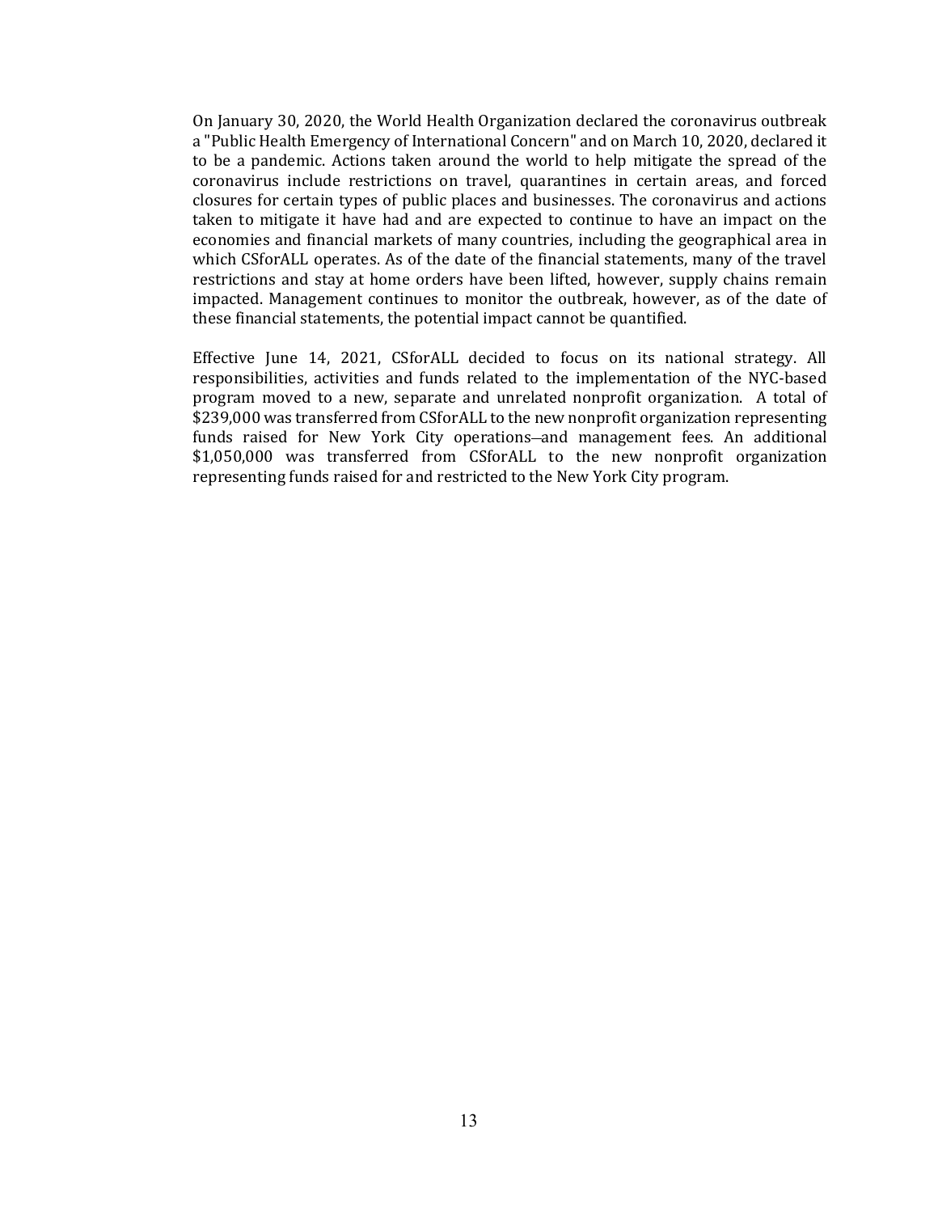On January 30, 2020, the World Health Organization declared the coronavirus outbreak a "Public Health Emergency of International Concern" and on March 10, 2020, declared it to be a pandemic. Actions taken around the world to help mitigate the spread of the coronavirus include restrictions on travel, quarantines in certain areas, and forced closures for certain types of public places and businesses. The coronavirus and actions taken to mitigate it have had and are expected to continue to have an impact on the economies and financial markets of many countries, including the geographical area in which CSforALL operates. As of the date of the financial statements, many of the travel restrictions and stay at home orders have been lifted, however, supply chains remain impacted. Management continues to monitor the outbreak, however, as of the date of these financial statements, the potential impact cannot be quantified.

Effective June 14, 2021, CSforALL decided to focus on its national strategy. All responsibilities, activities and funds related to the implementation of the NYC-based program moved to a new, separate and unrelated nonprofit organization. A total of $239,000 was transferred from CSforALL to the new nonprofit organization representing funds raised for New York City operations—and management fees. An additional $1,050,000 was transferred from CSforALL to the new nonprofit organization representing funds raised for and restricted to the New York City program.